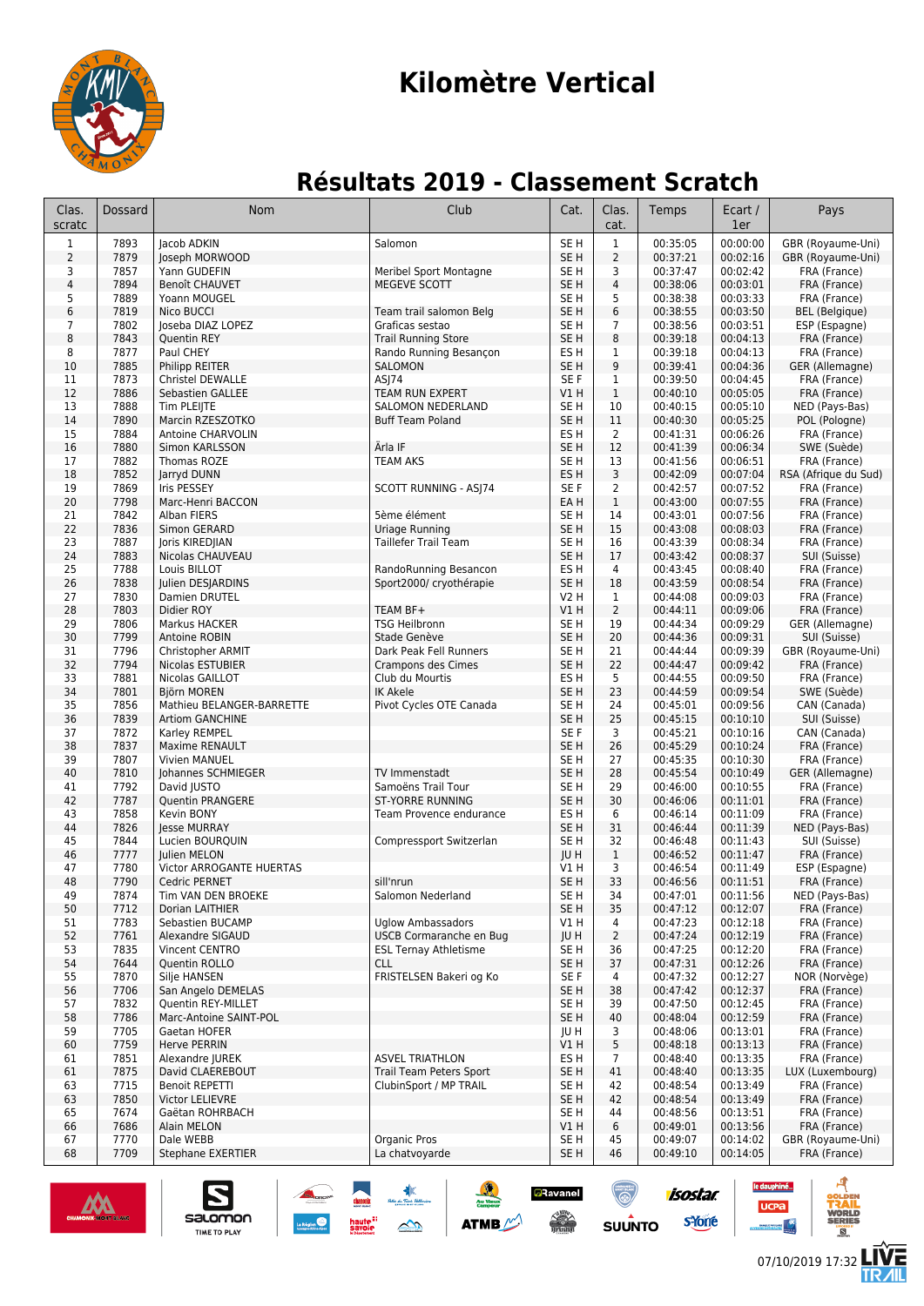# Kilomètre Vertical

## Résultats 2019 - Classement Scratch

| Clas. scratc | Dossard | Nom | Club | Cat. | Clas. cat. | Temps | Ecart / 1er | Pays |
|---|---|---|---|---|---|---|---|---|
| 1 | 7893 | Jacob ADKIN | Salomon | SE H | 1 | 00:35:05 | 00:00:00 | GBR (Royaume-Uni) |
| 2 | 7879 | Joseph MORWOOD | | SE H | 2 | 00:37:21 | 00:02:16 | GBR (Royaume-Uni) |
| 3 | 7857 | Yann GUDEFIN | Meribel Sport Montagne | SE H | 3 | 00:37:47 | 00:02:42 | FRA (France) |
| 4 | 7894 | Benoît CHAUVET | MEGEVE SCOTT | SE H | 4 | 00:38:06 | 00:03:01 | FRA (France) |
| 5 | 7889 | Yoann MOUGEL | | SE H | 5 | 00:38:38 | 00:03:33 | FRA (France) |
| 6 | 7819 | Nico BUCCI | Team trail salomon Belg | SE H | 6 | 00:38:55 | 00:03:50 | BEL (Belgique) |
| 7 | 7802 | Joseba DIAZ LOPEZ | Graficas sestao | SE H | 7 | 00:38:56 | 00:03:51 | ESP (Espagne) |
| 8 | 7843 | Quentin REY | Trail Running Store | SE H | 8 | 00:39:18 | 00:04:13 | FRA (France) |
| 8 | 7877 | Paul CHEY | Rando Running Besançon | ES H | 1 | 00:39:18 | 00:04:13 | FRA (France) |
| 10 | 7885 | Philipp REITER | SALOMON | SE H | 9 | 00:39:41 | 00:04:36 | GER (Allemagne) |
| 11 | 7873 | Christel DEWALLE | ASJ74 | SE F | 1 | 00:39:50 | 00:04:45 | FRA (France) |
| 12 | 7886 | Sebastien GALLEE | TEAM RUN EXPERT | V1 H | 1 | 00:40:10 | 00:05:05 | FRA (France) |
| 13 | 7888 | Tim PLEIJTE | SALOMON NEDERLAND | SE H | 10 | 00:40:15 | 00:05:10 | NED (Pays-Bas) |
| 14 | 7890 | Marcin RZESZOTKO | Buff Team Poland | SE H | 11 | 00:40:30 | 00:05:25 | POL (Pologne) |
| 15 | 7884 | Antoine CHARVOLIN | | ES H | 2 | 00:41:31 | 00:06:26 | FRA (France) |
| 16 | 7880 | Simon KARLSSON | Ärla IF | SE H | 12 | 00:41:39 | 00:06:34 | SWE (Suède) |
| 17 | 7882 | Thomas ROZE | TEAM AKS | SE H | 13 | 00:41:56 | 00:06:51 | FRA (France) |
| 18 | 7852 | Jarryd DUNN | | ES H | 3 | 00:42:09 | 00:07:04 | RSA (Afrique du Sud) |
| 19 | 7869 | Iris PESSEY | SCOTT RUNNING - ASJ74 | SE F | 2 | 00:42:57 | 00:07:52 | FRA (France) |
| 20 | 7798 | Marc-Henri BACCON | | EA H | 1 | 00:43:00 | 00:07:55 | FRA (France) |
| 21 | 7842 | Alban FIERS | 5ème élément | SE H | 14 | 00:43:01 | 00:07:56 | FRA (France) |
| 22 | 7836 | Simon GERARD | Uriage Running | SE H | 15 | 00:43:08 | 00:08:03 | FRA (France) |
| 23 | 7887 | Joris KIREDJIAN | Taillefer Trail Team | SE H | 16 | 00:43:39 | 00:08:34 | FRA (France) |
| 24 | 7883 | Nicolas CHAUVEAU | | SE H | 17 | 00:43:42 | 00:08:37 | SUI (Suisse) |
| 25 | 7788 | Louis BILLOT | RandoRunning Besancon | ES H | 4 | 00:43:45 | 00:08:40 | FRA (France) |
| 26 | 7838 | Julien DESJARDINS | Sport2000/ cryothérapie | SE H | 18 | 00:43:59 | 00:08:54 | FRA (France) |
| 27 | 7830 | Damien DRUTEL | | V2 H | 1 | 00:44:08 | 00:09:03 | FRA (France) |
| 28 | 7803 | Didier ROY | TEAM BF+ | V1 H | 2 | 00:44:11 | 00:09:06 | FRA (France) |
| 29 | 7806 | Markus HACKER | TSG Heilbronn | SE H | 19 | 00:44:34 | 00:09:29 | GER (Allemagne) |
| 30 | 7799 | Antoine ROBIN | Stade Genève | SE H | 20 | 00:44:36 | 00:09:31 | SUI (Suisse) |
| 31 | 7796 | Christopher ARMIT | Dark Peak Fell Runners | SE H | 21 | 00:44:44 | 00:09:39 | GBR (Royaume-Uni) |
| 32 | 7794 | Nicolas ESTUBIER | Crampons des Cimes | SE H | 22 | 00:44:47 | 00:09:42 | FRA (France) |
| 33 | 7881 | Nicolas GAILLOT | Club du Mourtis | ES H | 5 | 00:44:55 | 00:09:50 | FRA (France) |
| 34 | 7801 | Björn MOREN | IK Akele | SE H | 23 | 00:44:59 | 00:09:54 | SWE (Suède) |
| 35 | 7856 | Mathieu BELANGER-BARRETTE | Pivot Cycles OTE Canada | SE H | 24 | 00:45:01 | 00:09:56 | CAN (Canada) |
| 36 | 7839 | Artiom GANCHINE | | SE H | 25 | 00:45:15 | 00:10:10 | SUI (Suisse) |
| 37 | 7872 | Karley REMPEL | | SE F | 3 | 00:45:21 | 00:10:16 | CAN (Canada) |
| 38 | 7837 | Maxime RENAULT | | SE H | 26 | 00:45:29 | 00:10:24 | FRA (France) |
| 39 | 7807 | Vivien MANUEL | | SE H | 27 | 00:45:35 | 00:10:30 | FRA (France) |
| 40 | 7810 | Johannes SCHMIEGER | TV Immenstadt | SE H | 28 | 00:45:54 | 00:10:49 | GER (Allemagne) |
| 41 | 7792 | David JUSTO | Samoëns Trail Tour | SE H | 29 | 00:46:00 | 00:10:55 | FRA (France) |
| 42 | 7787 | Quentin PRANGERE | ST-YORRE RUNNING | SE H | 30 | 00:46:06 | 00:11:01 | FRA (France) |
| 43 | 7858 | Kevin BONY | Team Provence endurance | ES H | 6 | 00:46:14 | 00:11:09 | FRA (France) |
| 44 | 7826 | Jesse MURRAY | | SE H | 31 | 00:46:44 | 00:11:39 | NED (Pays-Bas) |
| 45 | 7844 | Lucien BOURQUIN | Compressport Switzerlan | SE H | 32 | 00:46:48 | 00:11:43 | SUI (Suisse) |
| 46 | 7777 | Julien MELON | | JU H | 1 | 00:46:52 | 00:11:47 | FRA (France) |
| 47 | 7780 | Victor ARROGANTE HUERTAS | | V1 H | 3 | 00:46:54 | 00:11:49 | ESP (Espagne) |
| 48 | 7790 | Cedric PERRET | sill'nrun | SE H | 33 | 00:46:56 | 00:11:51 | FRA (France) |
| 49 | 7874 | Tim VAN DEN BROEKE | Salomon Nederland | SE H | 34 | 00:47:01 | 00:11:56 | NED (Pays-Bas) |
| 50 | 7712 | Dorian LAITHIER | | SE H | 35 | 00:47:12 | 00:12:07 | FRA (France) |
| 51 | 7783 | Sebastien BUCAMP | Uglow Ambassadors | V1 H | 4 | 00:47:23 | 00:12:18 | FRA (France) |
| 52 | 7761 | Alexandre SIGAUD | USCB Cormaranche en Bug | JU H | 2 | 00:47:24 | 00:12:19 | FRA (France) |
| 53 | 7835 | Vincent CENTRO | ESL Ternay Athletisme | SE H | 36 | 00:47:25 | 00:12:20 | FRA (France) |
| 54 | 7644 | Quentin ROLLO | CLL | SE H | 37 | 00:47:31 | 00:12:26 | FRA (France) |
| 55 | 7870 | Silje HANSEN | FRISTELSEN Bakeri og Ko | SE F | 4 | 00:47:32 | 00:12:27 | NOR (Norvège) |
| 56 | 7706 | San Angelo DEMELAS | | SE H | 38 | 00:47:42 | 00:12:37 | FRA (France) |
| 57 | 7832 | Quentin REY-MILLET | | SE H | 39 | 00:47:50 | 00:12:45 | FRA (France) |
| 58 | 7786 | Marc-Antoine SAINT-POL | | SE H | 40 | 00:48:04 | 00:12:59 | FRA (France) |
| 59 | 7705 | Gaetan HOFER | | JU H | 3 | 00:48:06 | 00:13:01 | FRA (France) |
| 60 | 7759 | Herve PERRIN | | V1 H | 5 | 00:48:18 | 00:13:13 | FRA (France) |
| 61 | 7851 | Alexandre JUREK | ASVEL TRIATHLON | ES H | 7 | 00:48:40 | 00:13:35 | FRA (France) |
| 61 | 7875 | David CLAEREBOUT | Trail Team Peters Sport | SE H | 41 | 00:48:40 | 00:13:35 | LUX (Luxembourg) |
| 63 | 7715 | Benoit REPETTI | ClubinSport / MP TRAIL | SE H | 42 | 00:48:54 | 00:13:49 | FRA (France) |
| 63 | 7850 | Victor LELIEVRE | | SE H | 42 | 00:48:54 | 00:13:49 | FRA (France) |
| 65 | 7674 | Gaëtan ROHRBACH | | SE H | 44 | 00:48:56 | 00:13:51 | FRA (France) |
| 66 | 7686 | Alain MELON | | V1 H | 6 | 00:49:01 | 00:13:56 | FRA (France) |
| 67 | 7770 | Dale WEBB | Organic Pros | SE H | 45 | 00:49:07 | 00:14:02 | GBR (Royaume-Uni) |
| 68 | 7709 | Stephane EXERTIER | La chatvoyarde | SE H | 46 | 00:49:10 | 00:14:05 | FRA (France) |

07/10/2019 17:32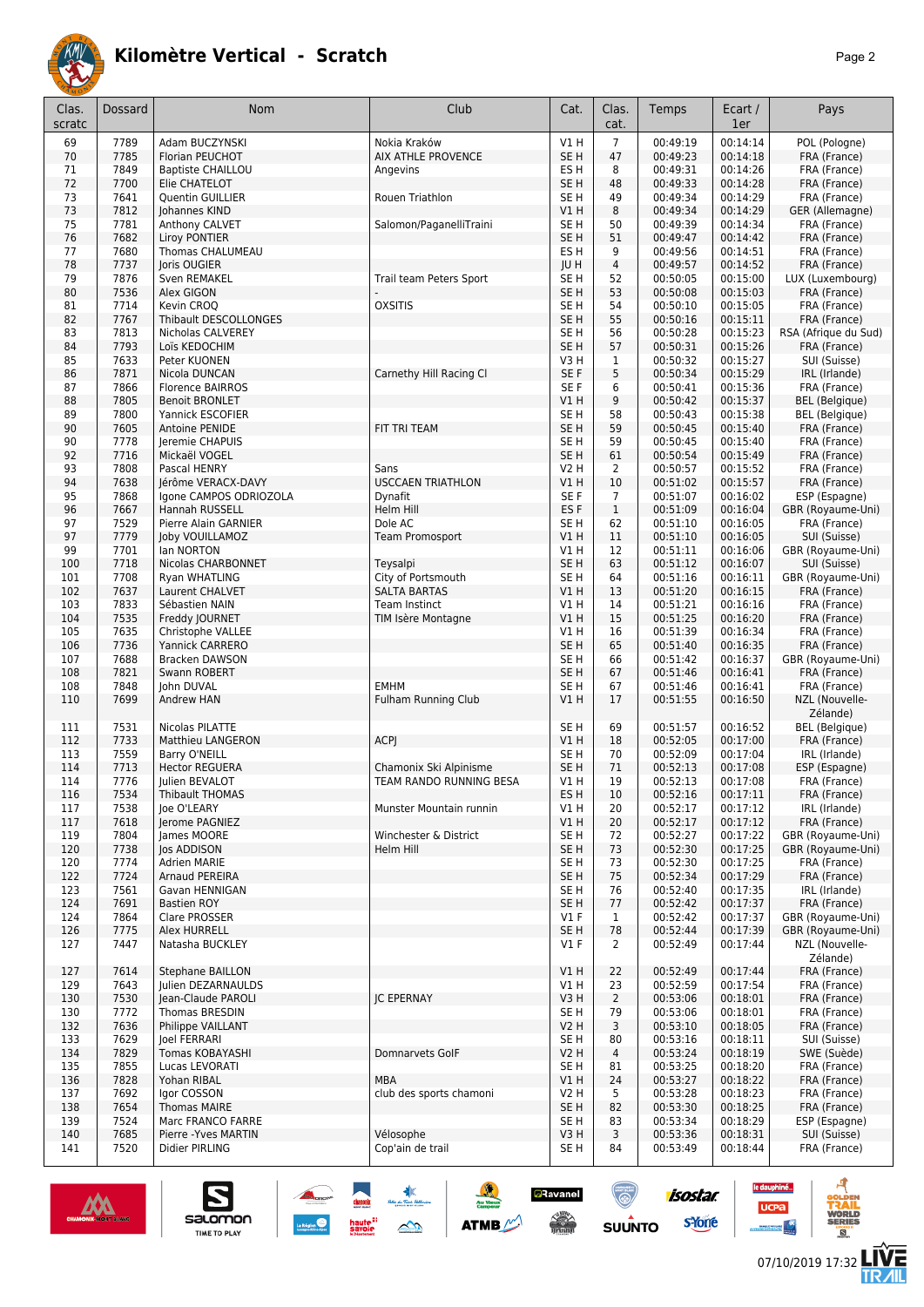# Kilomètre Vertical - Scratch

| Clas. scratc | Dossard | Nom | Club | Cat. | Clas. cat. | Temps | Ecart / 1er | Pays |
|---|---|---|---|---|---|---|---|---|
| 69 | 7789 | Adam BUCZYNSKI | Nokia Kraków | V1 H | 7 | 00:49:19 | 00:14:14 | POL (Pologne) |
| 70 | 7785 | Florian PEUCHOT | AIX ATHLE PROVENCE | SE H | 47 | 00:49:23 | 00:14:18 | FRA (France) |
| 71 | 7849 | Baptiste CHAILLOU | Angevins | ES H | 8 | 00:49:31 | 00:14:26 | FRA (France) |
| 72 | 7700 | Elie CHATELOT | | SE H | 48 | 00:49:33 | 00:14:28 | FRA (France) |
| 73 | 7641 | Quentin GUILLIER | Rouen Triathlon | SE H | 49 | 00:49:34 | 00:14:29 | FRA (France) |
| 73 | 7812 | Johannes KIND | | V1 H | 8 | 00:49:34 | 00:14:29 | GER (Allemagne) |
| 75 | 7781 | Anthony CALVET | Salomon/PaganelliTraini | SE H | 50 | 00:49:39 | 00:14:34 | FRA (France) |
| 76 | 7682 | Liroy PONTIER | | SE H | 51 | 00:49:47 | 00:14:42 | FRA (France) |
| 77 | 7680 | Thomas CHALUMEAU | | ES H | 9 | 00:49:56 | 00:14:51 | FRA (France) |
| 78 | 7737 | Joris OUGIER | | JU H | 4 | 00:49:57 | 00:14:52 | FRA (France) |
| 79 | 7876 | Sven REMAKEL | Trail team Peters Sport | SE H | 52 | 00:50:05 | 00:15:00 | LUX (Luxembourg) |
| 80 | 7536 | Alex GIGON | - | SE H | 53 | 00:50:08 | 00:15:03 | FRA (France) |
| 81 | 7714 | Kevin CROQ | OXSITIS | SE H | 54 | 00:50:10 | 00:15:05 | FRA (France) |
| 82 | 7767 | Thibault DESCOLLONGES | | SE H | 55 | 00:50:16 | 00:15:11 | FRA (France) |
| 83 | 7813 | Nicholas CALVEREY | | SE H | 56 | 00:50:28 | 00:15:23 | RSA (Afrique du Sud) |
| 84 | 7793 | Loïs KEDOCHIM | | SE H | 57 | 00:50:31 | 00:15:26 | FRA (France) |
| 85 | 7633 | Peter KUONEN | | V3 H | 1 | 00:50:32 | 00:15:27 | SUI (Suisse) |
| 86 | 7871 | Nicola DUNCAN | Carnethy Hill Racing Cl | SE F | 5 | 00:50:34 | 00:15:29 | IRL (Irlande) |
| 87 | 7866 | Florence BAIRROS | | SE F | 6 | 00:50:41 | 00:15:36 | FRA (France) |
| 88 | 7805 | Benoit BRONLET | | V1 H | 9 | 00:50:42 | 00:15:37 | BEL (Belgique) |
| 89 | 7800 | Yannick ESCOFIER | | SE H | 58 | 00:50:43 | 00:15:38 | BEL (Belgique) |
| 90 | 7605 | Antoine PENIDE | FIT TRI TEAM | SE H | 59 | 00:50:45 | 00:15:40 | FRA (France) |
| 90 | 7778 | Jeremie CHAPUIS | | SE H | 59 | 00:50:45 | 00:15:40 | FRA (France) |
| 92 | 7716 | Mickaël VOGEL | | SE H | 61 | 00:50:54 | 00:15:49 | FRA (France) |
| 93 | 7808 | Pascal HENRY | Sans | V2 H | 2 | 00:50:57 | 00:15:52 | FRA (France) |
| 94 | 7638 | Jérôme VERACX-DAVY | USCCAEN TRIATHLON | V1 H | 10 | 00:51:02 | 00:15:57 | FRA (France) |
| 95 | 7868 | Igone CAMPOS ODRIOZOLA | Dynafit | SE F | 7 | 00:51:07 | 00:16:02 | ESP (Espagne) |
| 96 | 7667 | Hannah RUSSELL | Helm Hill | ES F | 1 | 00:51:09 | 00:16:04 | GBR (Royaume-Uni) |
| 97 | 7529 | Pierre Alain GARNIER | Dole AC | SE H | 62 | 00:51:10 | 00:16:05 | FRA (France) |
| 97 | 7779 | Joby VOUILLAMOZ | Team Promosport | V1 H | 11 | 00:51:10 | 00:16:05 | SUI (Suisse) |
| 99 | 7701 | Ian NORTON | | V1 H | 12 | 00:51:11 | 00:16:06 | GBR (Royaume-Uni) |
| 100 | 7718 | Nicolas CHARBONNET | Teysalpi | SE H | 63 | 00:51:12 | 00:16:07 | SUI (Suisse) |
| 101 | 7708 | Ryan WHATLING | City of Portsmouth | SE H | 64 | 00:51:16 | 00:16:11 | GBR (Royaume-Uni) |
| 102 | 7637 | Laurent CHALVET | SALTA BARTAS | V1 H | 13 | 00:51:20 | 00:16:15 | FRA (France) |
| 103 | 7833 | Sébastien NAIN | Team Instinct | V1 H | 14 | 00:51:21 | 00:16:16 | FRA (France) |
| 104 | 7535 | Freddy JOURNET | TIM Isère Montagne | V1 H | 15 | 00:51:25 | 00:16:20 | FRA (France) |
| 105 | 7635 | Christophe VALLEE | | V1 H | 16 | 00:51:39 | 00:16:34 | FRA (France) |
| 106 | 7736 | Yannick CARRERO | | SE H | 65 | 00:51:40 | 00:16:35 | FRA (France) |
| 107 | 7688 | Bracken DAWSON | | SE H | 66 | 00:51:42 | 00:16:37 | GBR (Royaume-Uni) |
| 108 | 7821 | Swann ROBERT | | SE H | 67 | 00:51:46 | 00:16:41 | FRA (France) |
| 108 | 7848 | John DUVAL | EMHM | SE H | 67 | 00:51:46 | 00:16:41 | FRA (France) |
| 110 | 7699 | Andrew HAN | Fulham Running Club | V1 H | 17 | 00:51:55 | 00:16:50 | NZL (Nouvelle-Zélande) |
| 111 | 7531 | Nicolas PILATTE | | SE H | 69 | 00:51:57 | 00:16:52 | BEL (Belgique) |
| 112 | 7733 | Matthieu LANGERON | ACPJ | V1 H | 18 | 00:52:05 | 00:17:00 | FRA (France) |
| 113 | 7559 | Barry O'NEILL | | SE H | 70 | 00:52:09 | 00:17:04 | IRL (Irlande) |
| 114 | 7713 | Hector REGUERA | Chamonix Ski Alpinisme | SE H | 71 | 00:52:13 | 00:17:08 | ESP (Espagne) |
| 114 | 7776 | Julien BEVALOT | TEAM RANDO RUNNING BESA | V1 H | 19 | 00:52:13 | 00:17:08 | FRA (France) |
| 116 | 7534 | Thibault THOMAS | | ES H | 10 | 00:52:16 | 00:17:11 | FRA (France) |
| 117 | 7538 | Joe O'LEARY | Munster Mountain runnin | V1 H | 20 | 00:52:17 | 00:17:12 | IRL (Irlande) |
| 117 | 7618 | Jerome PAGNIEZ | | V1 H | 20 | 00:52:17 | 00:17:12 | FRA (France) |
| 119 | 7804 | James MOORE | Winchester & District | SE H | 72 | 00:52:27 | 00:17:22 | GBR (Royaume-Uni) |
| 120 | 7738 | Jos ADDISON | Helm Hill | SE H | 73 | 00:52:30 | 00:17:25 | GBR (Royaume-Uni) |
| 120 | 7774 | Adrien MARIE | | SE H | 73 | 00:52:30 | 00:17:25 | FRA (France) |
| 122 | 7724 | Arnaud PEREIRA | | SE H | 75 | 00:52:34 | 00:17:29 | FRA (France) |
| 123 | 7561 | Gavan HENNIGAN | | SE H | 76 | 00:52:40 | 00:17:35 | IRL (Irlande) |
| 124 | 7691 | Bastien ROY | | SE H | 77 | 00:52:42 | 00:17:37 | FRA (France) |
| 124 | 7864 | Clare PROSSER | | V1 F | 1 | 00:52:42 | 00:17:37 | GBR (Royaume-Uni) |
| 126 | 7775 | Alex HURRELL | | SE H | 78 | 00:52:44 | 00:17:39 | GBR (Royaume-Uni) |
| 127 | 7447 | Natasha BUCKLEY | | V1 F | 2 | 00:52:49 | 00:17:44 | NZL (Nouvelle-Zélande) |
| 127 | 7614 | Stephane BAILLON | | V1 H | 22 | 00:52:49 | 00:17:44 | FRA (France) |
| 129 | 7643 | Julien DEZARNAULDS | | V1 H | 23 | 00:52:59 | 00:17:54 | FRA (France) |
| 130 | 7530 | Jean-Claude PAROLI | JC EPERNAY | V3 H | 2 | 00:53:06 | 00:18:01 | FRA (France) |
| 130 | 7772 | Thomas BRESDIN | | SE H | 79 | 00:53:06 | 00:18:01 | FRA (France) |
| 132 | 7636 | Philippe VAILLANT | | V2 H | 3 | 00:53:10 | 00:18:05 | FRA (France) |
| 133 | 7629 | Joel FERRARI | | SE H | 80 | 00:53:16 | 00:18:11 | SUI (Suisse) |
| 134 | 7829 | Tomas KOBAYASHI | Domnarvets GoIF | V2 H | 4 | 00:53:24 | 00:18:19 | SWE (Suède) |
| 135 | 7855 | Lucas LEVORATI | | SE H | 81 | 00:53:25 | 00:18:20 | FRA (France) |
| 136 | 7828 | Yohan RIBAL | MBA | V1 H | 24 | 00:53:27 | 00:18:22 | FRA (France) |
| 137 | 7692 | Igor COSSON | club des sports chamoni | V2 H | 5 | 00:53:28 | 00:18:23 | FRA (France) |
| 138 | 7654 | Thomas MAIRE | | SE H | 82 | 00:53:30 | 00:18:25 | FRA (France) |
| 139 | 7524 | Marc FRANCO FARRE | | SE H | 83 | 00:53:34 | 00:18:29 | ESP (Espagne) |
| 140 | 7685 | Pierre -Yves MARTIN | Vélosophe | V3 H | 3 | 00:53:36 | 00:18:31 | SUI (Suisse) |
| 141 | 7520 | Didier PIRLING | Cop'ain de trail | SE H | 84 | 00:53:49 | 00:18:44 | FRA (France) |

07/10/2019 17:32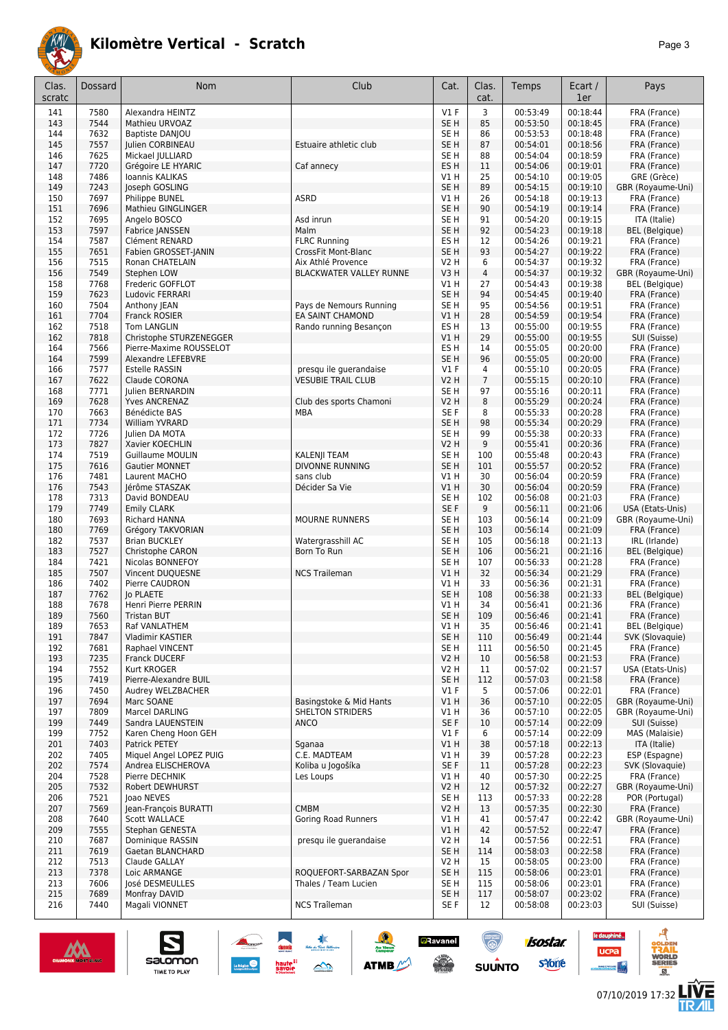# Kilomètre Vertical - Scratch

| Clas. scratc | Dossard | Nom | Club | Cat. | Clas. cat. | Temps | Ecart / 1er | Pays |
|---|---|---|---|---|---|---|---|---|
| 141 | 7580 | Alexandra HEINTZ | | V1 F | 3 | 00:53:49 | 00:18:44 | FRA (France) |
| 143 | 7544 | Mathieu URVOAZ | | SE H | 85 | 00:53:50 | 00:18:45 | FRA (France) |
| 144 | 7632 | Baptiste DANJOU | | SE H | 86 | 00:53:53 | 00:18:48 | FRA (France) |
| 145 | 7557 | Julien CORBINEAU | Estuaire athletic club | SE H | 87 | 00:54:01 | 00:18:56 | FRA (France) |
| 146 | 7625 | Mickael JULLIARD | | SE H | 88 | 00:54:04 | 00:18:59 | FRA (France) |
| 147 | 7720 | Grégoire LE HYARIC | Caf annecy | ES H | 11 | 00:54:06 | 00:19:01 | FRA (France) |
| 148 | 7486 | Ioannis KALIKAS | | V1 H | 25 | 00:54:10 | 00:19:05 | GRE (Grèce) |
| 149 | 7243 | Joseph GOSLING | | SE H | 89 | 00:54:15 | 00:19:10 | GBR (Royaume-Uni) |
| 150 | 7697 | Philippe BUNEL | ASRD | V1 H | 26 | 00:54:18 | 00:19:13 | FRA (France) |
| 151 | 7696 | Mathieu GINGLINGER | | SE H | 90 | 00:54:19 | 00:19:14 | FRA (France) |
| 152 | 7695 | Angelo BOSCO | Asd inrun | SE H | 91 | 00:54:20 | 00:19:15 | ITA (Italie) |
| 153 | 7597 | Fabrice JANSSEN | Malm | SE H | 92 | 00:54:23 | 00:19:18 | BEL (Belgique) |
| 154 | 7587 | Clément RENARD | FLRC Running | ES H | 12 | 00:54:26 | 00:19:21 | FRA (France) |
| 155 | 7651 | Fabien GROSSET-JANIN | CrossFit Mont-Blanc | SE H | 93 | 00:54:27 | 00:19:22 | FRA (France) |
| 156 | 7515 | Ronan CHATELAIN | Aix Athlé Provence | V2 H | 6 | 00:54:37 | 00:19:32 | FRA (France) |
| 156 | 7549 | Stephen LOW | BLACKWATER VALLEY RUNNE | V3 H | 4 | 00:54:37 | 00:19:32 | GBR (Royaume-Uni) |
| 158 | 7768 | Frederic GOFFLOT | | V1 H | 27 | 00:54:43 | 00:19:38 | BEL (Belgique) |
| 159 | 7623 | Ludovic FERRARI | | SE H | 94 | 00:54:45 | 00:19:40 | FRA (France) |
| 160 | 7504 | Anthony JEAN | Pays de Nemours Running | SE H | 95 | 00:54:56 | 00:19:51 | FRA (France) |
| 161 | 7704 | Franck ROSIER | EA SAINT CHAMOND | V1 H | 28 | 00:54:59 | 00:19:54 | FRA (France) |
| 162 | 7518 | Tom LANGLIN | Rando running Besançon | ES H | 13 | 00:55:00 | 00:19:55 | FRA (France) |
| 162 | 7818 | Christophe STURZENEGGER | | V1 H | 29 | 00:55:00 | 00:19:55 | SUI (Suisse) |
| 164 | 7566 | Pierre-Maxime ROUSSELOT | | ES H | 14 | 00:55:05 | 00:20:00 | FRA (France) |
| 164 | 7599 | Alexandre LEFEBVRE | | SE H | 96 | 00:55:05 | 00:20:00 | FRA (France) |
| 166 | 7577 | Estelle RASSIN | presqu ile guerandaise | V1 F | 4 | 00:55:10 | 00:20:05 | FRA (France) |
| 167 | 7622 | Claude CORONA | VESUBIE TRAIL CLUB | V2 H | 7 | 00:55:15 | 00:20:10 | FRA (France) |
| 168 | 7771 | Julien BERNARDIN | | SE H | 97 | 00:55:16 | 00:20:11 | FRA (France) |
| 169 | 7628 | Yves ANCRENAZ | Club des sports Chamoni | V2 H | 8 | 00:55:29 | 00:20:24 | FRA (France) |
| 170 | 7663 | Bénédicte BAS | MBA | SE F | 8 | 00:55:33 | 00:20:28 | FRA (France) |
| 171 | 7734 | William YVRARD | | SE H | 98 | 00:55:34 | 00:20:29 | FRA (France) |
| 172 | 7726 | Julien DA MOTA | | SE H | 99 | 00:55:38 | 00:20:33 | FRA (France) |
| 173 | 7827 | Xavier KOECHLIN | | V2 H | 9 | 00:55:41 | 00:20:36 | FRA (France) |
| 174 | 7519 | Guillaume MOULIN | KALENJI TEAM | SE H | 100 | 00:55:48 | 00:20:43 | FRA (France) |
| 175 | 7616 | Gautier MONNET | DIVONNE RUNNING | SE H | 101 | 00:55:57 | 00:20:52 | FRA (France) |
| 176 | 7481 | Laurent MACHO | sans club | V1 H | 30 | 00:56:04 | 00:20:59 | FRA (France) |
| 176 | 7543 | Jérôme STASZAK | Décider Sa Vie | V1 H | 30 | 00:56:04 | 00:20:59 | FRA (France) |
| 178 | 7313 | David BONDEAU | | SE H | 102 | 00:56:08 | 00:21:03 | FRA (France) |
| 179 | 7749 | Emily CLARK | | SE F | 9 | 00:56:11 | 00:21:06 | USA (Etats-Unis) |
| 180 | 7693 | Richard HANNA | MOURNE RUNNERS | SE H | 103 | 00:56:14 | 00:21:09 | GBR (Royaume-Uni) |
| 180 | 7769 | Grégory TAKVORIAN | | SE H | 103 | 00:56:14 | 00:21:09 | FRA (France) |
| 182 | 7537 | Brian BUCKLEY | Watergrasshill AC | SE H | 105 | 00:56:18 | 00:21:13 | IRL (Irlande) |
| 183 | 7527 | Christophe CARON | Born To Run | SE H | 106 | 00:56:21 | 00:21:16 | BEL (Belgique) |
| 184 | 7421 | Nicolas BONNEFOY | | SE H | 107 | 00:56:33 | 00:21:28 | FRA (France) |
| 185 | 7507 | Vincent DUQUESNE | NCS Traileman | V1 H | 32 | 00:56:34 | 00:21:29 | FRA (France) |
| 186 | 7402 | Pierre CAUDRON | | V1 H | 33 | 00:56:36 | 00:21:31 | FRA (France) |
| 187 | 7762 | Jo PLAETE | | SE H | 108 | 00:56:38 | 00:21:33 | BEL (Belgique) |
| 188 | 7678 | Henri Pierre PERRIN | | V1 H | 34 | 00:56:41 | 00:21:36 | FRA (France) |
| 189 | 7560 | Tristan BUT | | SE H | 109 | 00:56:46 | 00:21:41 | FRA (France) |
| 189 | 7653 | Raf VANLATHEM | | V1 H | 35 | 00:56:46 | 00:21:41 | BEL (Belgique) |
| 191 | 7847 | Vladimir KASTIER | | SE H | 110 | 00:56:49 | 00:21:44 | SVK (Slovaquie) |
| 192 | 7681 | Raphael VINCENT | | SE H | 111 | 00:56:50 | 00:21:45 | FRA (France) |
| 193 | 7235 | Franck DUCERF | | V2 H | 10 | 00:56:58 | 00:21:53 | FRA (France) |
| 194 | 7552 | Kurt KROGER | | V2 H | 11 | 00:57:02 | 00:21:57 | USA (Etats-Unis) |
| 195 | 7419 | Pierre-Alexandre BUIL | | SE H | 112 | 00:57:03 | 00:21:58 | FRA (France) |
| 196 | 7450 | Audrey WELZBACHER | | V1 F | 5 | 00:57:06 | 00:22:01 | FRA (France) |
| 197 | 7694 | Marc SOANE | Basingstoke & Mid Hants | V1 H | 36 | 00:57:10 | 00:22:05 | GBR (Royaume-Uni) |
| 197 | 7809 | Marcel DARLING | SHELTON STRIDERS | V1 H | 36 | 00:57:10 | 00:22:05 | GBR (Royaume-Uni) |
| 199 | 7449 | Sandra LAUENSTEIN | ANCO | SE F | 10 | 00:57:14 | 00:22:09 | SUI (Suisse) |
| 199 | 7752 | Karen Cheng Hoon GEH | | V1 F | 6 | 00:57:14 | 00:22:09 | MAS (Malaisie) |
| 201 | 7403 | Patrick PETEY | Sganaa | V1 H | 38 | 00:57:18 | 00:22:13 | ITA (Italie) |
| 202 | 7405 | Miquel Angel LOPEZ PUIG | C.E. MADTEAM | V1 H | 39 | 00:57:28 | 00:22:23 | ESP (Espagne) |
| 202 | 7574 | Andrea ELISCHEROVA | Koliba u Jogošíka | SE F | 11 | 00:57:28 | 00:22:23 | SVK (Slovaquie) |
| 204 | 7528 | Pierre DECHNIK | Les Loups | V1 H | 40 | 00:57:30 | 00:22:25 | FRA (France) |
| 205 | 7532 | Robert DEWHURST | | V2 H | 12 | 00:57:32 | 00:22:27 | GBR (Royaume-Uni) |
| 206 | 7521 | Joao NEVES | | SE H | 113 | 00:57:33 | 00:22:28 | POR (Portugal) |
| 207 | 7569 | Jean-François BURATTI | CMBM | V2 H | 13 | 00:57:35 | 00:22:30 | FRA (France) |
| 208 | 7640 | Scott WALLACE | Goring Road Runners | V1 H | 41 | 00:57:47 | 00:22:42 | GBR (Royaume-Uni) |
| 209 | 7555 | Stephan GENESTA | | V1 H | 42 | 00:57:52 | 00:22:47 | FRA (France) |
| 210 | 7687 | Dominique RASSIN | presqu ile guerandaise | V2 H | 14 | 00:57:56 | 00:22:51 | FRA (France) |
| 211 | 7619 | Gaetan BLANCHARD | | SE H | 114 | 00:58:03 | 00:22:58 | FRA (France) |
| 212 | 7513 | Claude GALLAY | | V2 H | 15 | 00:58:05 | 00:23:00 | FRA (France) |
| 213 | 7378 | Loic ARMANGE | ROQUEFORT-SARBAZAN Spor | SE H | 115 | 00:58:06 | 00:23:01 | FRA (France) |
| 213 | 7606 | José DESMEULLES | Thales / Team Lucien | SE H | 115 | 00:58:06 | 00:23:01 | FRA (France) |
| 215 | 7689 | Monfray DAVID | | SE H | 117 | 00:58:07 | 00:23:02 | FRA (France) |
| 216 | 7440 | Magali VIONNET | NCS Traîleman | SE F | 12 | 00:58:08 | 00:23:03 | SUI (Suisse) |

07/10/2019 17:32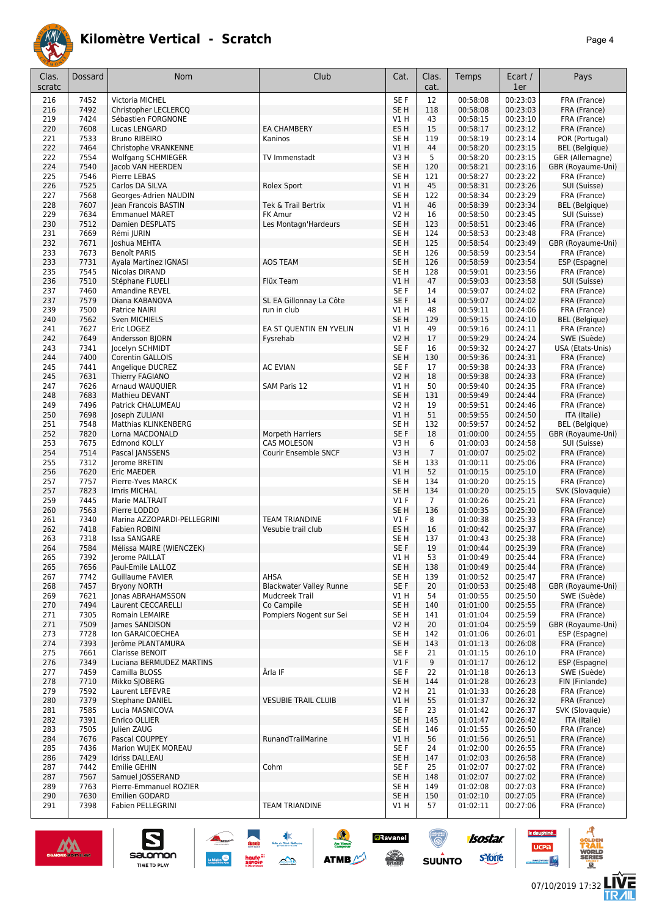# Kilomètre Vertical - Scratch

| Clas. scratc | Dossard | Nom | Club | Cat. | Clas. cat. | Temps | Ecart / 1er | Pays |
|---|---|---|---|---|---|---|---|---|
| 216 | 7452 | Victoria MICHEL | | SE F | 12 | 00:58:08 | 00:23:03 | FRA (France) |
| 216 | 7492 | Christopher LECLERCQ | | SE H | 118 | 00:58:08 | 00:23:03 | FRA (France) |
| 219 | 7424 | Sébastien FORGNONE | | V1 H | 43 | 00:58:15 | 00:23:10 | FRA (France) |
| 220 | 7608 | Lucas LENGARD | EA CHAMBERY | ES H | 15 | 00:58:17 | 00:23:12 | FRA (France) |
| 221 | 7533 | Bruno RIBEIRO | Kaninos | SE H | 119 | 00:58:19 | 00:23:14 | POR (Portugal) |
| 222 | 7464 | Christophe VRANKENNE | | V1 H | 44 | 00:58:20 | 00:23:15 | BEL (Belgique) |
| 222 | 7554 | Wolfgang SCHMIEGER | TV Immenstadt | V3 H | 5 | 00:58:20 | 00:23:15 | GER (Allemagne) |
| 224 | 7540 | Jacob VAN HEERDEN | | SE H | 120 | 00:58:21 | 00:23:16 | GBR (Royaume-Uni) |
| 225 | 7546 | Pierre LEBAS | | SE H | 121 | 00:58:27 | 00:23:22 | FRA (France) |
| 226 | 7525 | Carlos DA SILVA | Rolex Sport | V1 H | 45 | 00:58:31 | 00:23:26 | SUI (Suisse) |
| 227 | 7568 | Georges-Adrien NAUDIN | | SE H | 122 | 00:58:34 | 00:23:29 | FRA (France) |
| 228 | 7607 | Jean Francois BASTIN | Tek & Trail Bertrix | V1 H | 46 | 00:58:39 | 00:23:34 | BEL (Belgique) |
| 229 | 7634 | Emmanuel MARET | FK Amur | V2 H | 16 | 00:58:50 | 00:23:45 | SUI (Suisse) |
| 230 | 7512 | Damien DESPLATS | Les Montagn'Hardeurs | SE H | 123 | 00:58:51 | 00:23:46 | FRA (France) |
| 231 | 7669 | Rémi JURIN | | SE H | 124 | 00:58:53 | 00:23:48 | FRA (France) |
| 232 | 7671 | Joshua MEHTA | | SE H | 125 | 00:58:54 | 00:23:49 | GBR (Royaume-Uni) |
| 233 | 7673 | Benoît PARIS | | SE H | 126 | 00:58:59 | 00:23:54 | FRA (France) |
| 233 | 7731 | Ayala Martinez IGNASI | AOS TEAM | SE H | 126 | 00:58:59 | 00:23:54 | ESP (Espagne) |
| 235 | 7545 | Nicolas DIRAND | | SE H | 128 | 00:59:01 | 00:23:56 | FRA (France) |
| 236 | 7510 | Stéphane FLUELI | Flüx Team | V1 H | 47 | 00:59:03 | 00:23:58 | SUI (Suisse) |
| 237 | 7460 | Amandine REVEL | | SE F | 14 | 00:59:07 | 00:24:02 | FRA (France) |
| 237 | 7579 | Diana KABANOVA | SL EA Gillonnay La Côte | SE F | 14 | 00:59:07 | 00:24:02 | FRA (France) |
| 239 | 7500 | Patrice NAIRI | run in club | V1 H | 48 | 00:59:11 | 00:24:06 | FRA (France) |
| 240 | 7562 | Sven MICHIELS | | SE H | 129 | 00:59:15 | 00:24:10 | BEL (Belgique) |
| 241 | 7627 | Eric LOGEZ | EA ST QUENTIN EN YVELIN | V1 H | 49 | 00:59:16 | 00:24:11 | FRA (France) |
| 242 | 7649 | Andersson BJORN | Fysrehab | V2 H | 17 | 00:59:29 | 00:24:24 | SWE (Suède) |
| 243 | 7341 | Jocelyn SCHMIDT | | SE F | 16 | 00:59:32 | 00:24:27 | USA (Etats-Unis) |
| 244 | 7400 | Corentin GALLOIS | | SE H | 130 | 00:59:36 | 00:24:31 | FRA (France) |
| 245 | 7441 | Angelique DUCREZ | AC EVIAN | SE F | 17 | 00:59:38 | 00:24:33 | FRA (France) |
| 245 | 7631 | Thierry FAGIANO | | V2 H | 18 | 00:59:38 | 00:24:33 | FRA (France) |
| 247 | 7626 | Arnaud WAUQUIER | SAM Paris 12 | V1 H | 50 | 00:59:40 | 00:24:35 | FRA (France) |
| 248 | 7683 | Mathieu DEVANT | | SE H | 131 | 00:59:49 | 00:24:44 | FRA (France) |
| 249 | 7496 | Patrick CHALUMEAU | | V2 H | 19 | 00:59:51 | 00:24:46 | FRA (France) |
| 250 | 7698 | Joseph ZULIANI | | V1 H | 51 | 00:59:55 | 00:24:50 | ITA (Italie) |
| 251 | 7548 | Matthias KLINKENBERG | | SE H | 132 | 00:59:57 | 00:24:52 | BEL (Belgique) |
| 252 | 7820 | Lorna MACDONALD | Morpeth Harriers | SE F | 18 | 01:00:00 | 00:24:55 | GBR (Royaume-Uni) |
| 253 | 7675 | Edmond KOLLY | CAS MOLESON | V3 H | 6 | 01:00:03 | 00:24:58 | SUI (Suisse) |
| 254 | 7514 | Pascal JANSSENS | Courir Ensemble SNCF | V3 H | 7 | 01:00:07 | 00:25:02 | FRA (France) |
| 255 | 7312 | Jerome BRETIN | | SE H | 133 | 01:00:11 | 00:25:06 | FRA (France) |
| 256 | 7620 | Eric MAEDER | | V1 H | 52 | 01:00:15 | 00:25:10 | FRA (France) |
| 257 | 7757 | Pierre-Yves MARCK | | SE H | 134 | 01:00:20 | 00:25:15 | FRA (France) |
| 257 | 7823 | Imris MICHAL | | SE H | 134 | 01:00:20 | 00:25:15 | SVK (Slovaquie) |
| 259 | 7445 | Marie MALTRAIT | | V1 F | 7 | 01:00:26 | 00:25:21 | FRA (France) |
| 260 | 7563 | Pierre LODDO | | SE H | 136 | 01:00:35 | 00:25:30 | FRA (France) |
| 261 | 7340 | Marina AZZOPARDI-PELLEGRINI | TEAM TRIANDINE | V1 F | 8 | 01:00:38 | 00:25:33 | FRA (France) |
| 262 | 7418 | Fabien ROBINI | Vesubie trail club | ES H | 16 | 01:00:42 | 00:25:37 | FRA (France) |
| 263 | 7318 | Issa SANGARE | | SE H | 137 | 01:00:43 | 00:25:38 | FRA (France) |
| 264 | 7584 | Mélissa MAIRE (WIENCZEK) | | SE F | 19 | 01:00:44 | 00:25:39 | FRA (France) |
| 265 | 7392 | Jerome PAILLAT | | V1 H | 53 | 01:00:49 | 00:25:44 | FRA (France) |
| 265 | 7656 | Paul-Emile LALLOZ | | SE H | 138 | 01:00:49 | 00:25:44 | FRA (France) |
| 267 | 7742 | Guillaume FAVIER | AHSA | SE H | 139 | 01:00:52 | 00:25:47 | FRA (France) |
| 268 | 7457 | Bryony NORTH | Blackwater Valley Runne | SE F | 20 | 01:00:53 | 00:25:48 | GBR (Royaume-Uni) |
| 269 | 7621 | Jonas ABRAHAMSSON | Mudcreek Trail | V1 H | 54 | 01:00:55 | 00:25:50 | SWE (Suède) |
| 270 | 7494 | Laurent CECCARELLI | Co Campile | SE H | 140 | 01:01:00 | 00:25:55 | FRA (France) |
| 271 | 7305 | Romain LEMAIRE | Pompiers Nogent sur Sei | SE H | 141 | 01:01:04 | 00:25:59 | FRA (France) |
| 271 | 7509 | James SANDISON | | V2 H | 20 | 01:01:04 | 00:25:59 | GBR (Royaume-Uni) |
| 273 | 7728 | Ion GARAICOECHEA | | SE H | 142 | 01:01:06 | 00:26:01 | ESP (Espagne) |
| 274 | 7393 | Jerôme PLANTAMURA | | SE H | 143 | 01:01:13 | 00:26:08 | FRA (France) |
| 275 | 7661 | Clarisse BENOIT | | SE F | 21 | 01:01:15 | 00:26:10 | FRA (France) |
| 276 | 7349 | Luciana BERMUDEZ MARTINS | | V1 F | 9 | 01:01:17 | 00:26:12 | ESP (Espagne) |
| 277 | 7459 | Camilla BLOSS | Ärla IF | SE F | 22 | 01:01:18 | 00:26:13 | SWE (Suède) |
| 278 | 7710 | Mikko SJOBERG | | SE H | 144 | 01:01:28 | 00:26:23 | FIN (Finlande) |
| 279 | 7592 | Laurent LEFEVRE | | V2 H | 21 | 01:01:33 | 00:26:28 | FRA (France) |
| 280 | 7379 | Stephane DANIEL | VESUBIE TRAIL CLUIB | V1 H | 55 | 01:01:37 | 00:26:32 | FRA (France) |
| 281 | 7585 | Lucia MASNICOVA | | SE F | 23 | 01:01:42 | 00:26:37 | SVK (Slovaquie) |
| 282 | 7391 | Enrico OLLIER | | SE H | 145 | 01:01:47 | 00:26:42 | ITA (Italie) |
| 283 | 7505 | Julien ZAUG | | SE H | 146 | 01:01:55 | 00:26:50 | FRA (France) |
| 284 | 7676 | Pascal COUPPEY | RunandTrailMarine | V1 H | 56 | 01:01:56 | 00:26:51 | FRA (France) |
| 285 | 7436 | Marion WUJEK MOREAU | | SE F | 24 | 01:02:00 | 00:26:55 | FRA (France) |
| 286 | 7429 | Idriss DALLEAU | | SE H | 147 | 01:02:03 | 00:26:58 | FRA (France) |
| 287 | 7442 | Emilie GEHIN | Cohm | SE F | 25 | 01:02:07 | 00:27:02 | FRA (France) |
| 287 | 7567 | Samuel JOSSERAND | | SE H | 148 | 01:02:07 | 00:27:02 | FRA (France) |
| 289 | 7763 | Pierre-Emmanuel ROZIER | | SE H | 149 | 01:02:08 | 00:27:03 | FRA (France) |
| 290 | 7630 | Emilien GODARD | | SE H | 150 | 01:02:10 | 00:27:05 | FRA (France) |
| 291 | 7398 | Fabien PELLEGRINI | TEAM TRIANDINE | V1 H | 57 | 01:02:11 | 00:27:06 | FRA (France) |

07/10/2019 17:32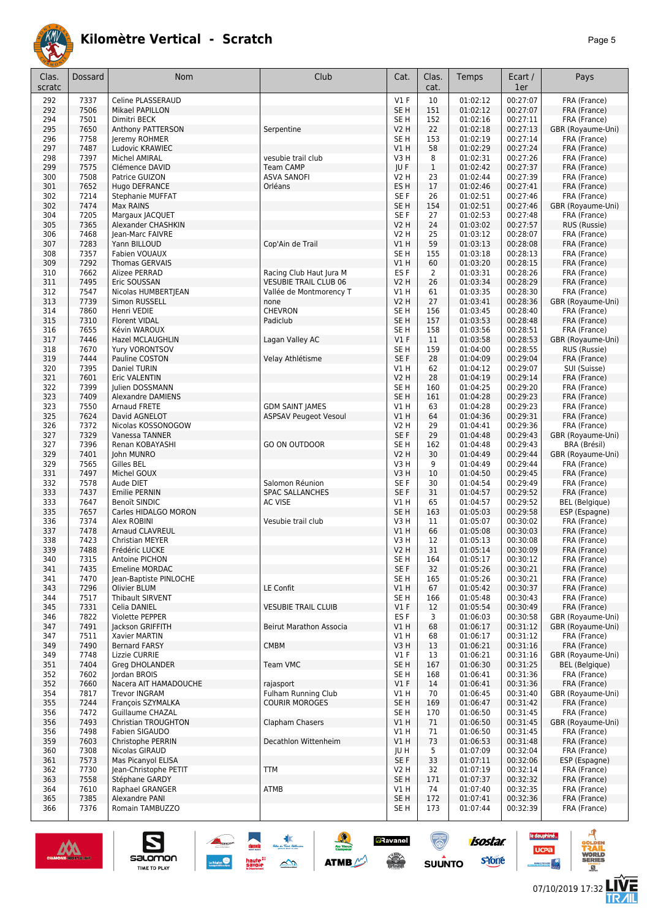# Kilomètre Vertical - Scratch

| Clas. scratc | Dossard | Nom | Club | Cat. | Clas. cat. | Temps | Ecart / 1er | Pays |
|---|---|---|---|---|---|---|---|---|
| 292 | 7337 | Celine PLASSERAUD | | V1 F | 10 | 01:02:12 | 00:27:07 | FRA (France) |
| 292 | 7506 | Mikael PAPILLON | | SE H | 151 | 01:02:12 | 00:27:07 | FRA (France) |
| 294 | 7501 | Dimitri BECK | | SE H | 152 | 01:02:16 | 00:27:11 | FRA (France) |
| 295 | 7650 | Anthony PATTERSON | Serpentine | V2 H | 22 | 01:02:18 | 00:27:13 | GBR (Royaume-Uni) |
| 296 | 7758 | Jeremy ROHMER | | SE H | 153 | 01:02:19 | 00:27:14 | FRA (France) |
| 297 | 7487 | Ludovic KRAWIEC | | V1 H | 58 | 01:02:29 | 00:27:24 | FRA (France) |
| 298 | 7397 | Michel AMIRAL | vesubie trail club | V3 H | 8 | 01:02:31 | 00:27:26 | FRA (France) |
| 299 | 7575 | Clémence DAVID | Team CAMP | JU F | 1 | 01:02:42 | 00:27:37 | FRA (France) |
| 300 | 7508 | Patrice GUIZON | ASVA SANOFI | V2 H | 23 | 01:02:44 | 00:27:39 | FRA (France) |
| 301 | 7652 | Hugo DEFRANCE | Orléans | ES H | 17 | 01:02:46 | 00:27:41 | FRA (France) |
| 302 | 7214 | Stephanie MUFFAT | | SE F | 26 | 01:02:51 | 00:27:46 | FRA (France) |
| 302 | 7474 | Max RAINS | | SE H | 154 | 01:02:51 | 00:27:46 | GBR (Royaume-Uni) |
| 304 | 7205 | Margaux JACQUET | | SE F | 27 | 01:02:53 | 00:27:48 | FRA (France) |
| 305 | 7365 | Alexander CHASHKIN | | V2 H | 24 | 01:03:02 | 00:27:57 | RUS (Russie) |
| 306 | 7468 | Jean-Marc FAIVRE | | V2 H | 25 | 01:03:12 | 00:28:07 | FRA (France) |
| 307 | 7283 | Yann BILLOUD | Cop'Ain de Trail | V1 H | 59 | 01:03:13 | 00:28:08 | FRA (France) |
| 308 | 7357 | Fabien VOUAUX | | SE H | 155 | 01:03:18 | 00:28:13 | FRA (France) |
| 309 | 7292 | Thomas GERVAIS | | V1 H | 60 | 01:03:20 | 00:28:15 | FRA (France) |
| 310 | 7662 | Alizee PERRAD | Racing Club Haut Jura M | ES F | 2 | 01:03:31 | 00:28:26 | FRA (France) |
| 311 | 7495 | Eric SOUSSAN | VESUBIE TRAIL CLUB 06 | V2 H | 26 | 01:03:34 | 00:28:29 | FRA (France) |
| 312 | 7547 | Nicolas HUMBERTJEAN | Vallée de Montmorency T | V1 H | 61 | 01:03:35 | 00:28:30 | FRA (France) |
| 313 | 7739 | Simon RUSSELL | none | V2 H | 27 | 01:03:41 | 00:28:36 | GBR (Royaume-Uni) |
| 314 | 7860 | Henri VEDIE | CHEVRON | SE H | 156 | 01:03:45 | 00:28:40 | FRA (France) |
| 315 | 7310 | Florent VIDAL | Padiclub | SE H | 157 | 01:03:53 | 00:28:48 | FRA (France) |
| 316 | 7655 | Kévin WAROUX | | SE H | 158 | 01:03:56 | 00:28:51 | FRA (France) |
| 317 | 7446 | Hazel MCLAUGHLIN | Lagan Valley AC | V1 F | 11 | 01:03:58 | 00:28:53 | GBR (Royaume-Uni) |
| 318 | 7670 | Yury VORONTSOV | | SE H | 159 | 01:04:00 | 00:28:55 | RUS (Russie) |
| 319 | 7444 | Pauline COSTON | Velay Athlétisme | SE F | 28 | 01:04:09 | 00:29:04 | FRA (France) |
| 320 | 7395 | Daniel TURIN | | V1 H | 62 | 01:04:12 | 00:29:07 | SUI (Suisse) |
| 321 | 7601 | Eric VALENTIN | | V2 H | 28 | 01:04:19 | 00:29:14 | FRA (France) |
| 322 | 7399 | Julien DOSSMANN | | SE H | 160 | 01:04:25 | 00:29:20 | FRA (France) |
| 323 | 7409 | Alexandre DAMIENS | | SE H | 161 | 01:04:28 | 00:29:23 | FRA (France) |
| 323 | 7550 | Arnaud FRETE | GDM SAINT JAMES | V1 H | 63 | 01:04:28 | 00:29:23 | FRA (France) |
| 325 | 7624 | David AGNELOT | ASPSAV Peugeot Vesoul | V1 H | 64 | 01:04:36 | 00:29:31 | FRA (France) |
| 326 | 7372 | Nicolas KOSSONOGOW | | V2 H | 29 | 01:04:41 | 00:29:36 | FRA (France) |
| 327 | 7329 | Vanessa TANNER | | SE F | 29 | 01:04:48 | 00:29:43 | GBR (Royaume-Uni) |
| 327 | 7396 | Renan KOBAYASHI | GO ON OUTDOOR | SE H | 162 | 01:04:48 | 00:29:43 | BRA (Brésil) |
| 329 | 7401 | John MUNRO | | V2 H | 30 | 01:04:49 | 00:29:44 | GBR (Royaume-Uni) |
| 329 | 7565 | Gilles BEL | | V3 H | 9 | 01:04:49 | 00:29:44 | FRA (France) |
| 331 | 7497 | Michel GOUX | | V3 H | 10 | 01:04:50 | 00:29:45 | FRA (France) |
| 332 | 7578 | Aude DIET | Salomon Réunion | SE F | 30 | 01:04:54 | 00:29:49 | FRA (France) |
| 333 | 7437 | Emilie PERNIN | SPAC SALLANCHES | SE F | 31 | 01:04:57 | 00:29:52 | FRA (France) |
| 333 | 7647 | Benoît SINDIC | AC VISE | V1 H | 65 | 01:04:57 | 00:29:52 | BEL (Belgique) |
| 335 | 7657 | Carles HIDALGO MORON | | SE H | 163 | 01:05:03 | 00:29:58 | ESP (Espagne) |
| 336 | 7374 | Alex ROBINI | Vesubie trail club | V3 H | 11 | 01:05:07 | 00:30:02 | FRA (France) |
| 337 | 7478 | Arnaud CLAVREUL | | V1 H | 66 | 01:05:08 | 00:30:03 | FRA (France) |
| 338 | 7423 | Christian MEYER | | V3 H | 12 | 01:05:13 | 00:30:08 | FRA (France) |
| 339 | 7488 | Frédéric LUCKE | | V2 H | 31 | 01:05:14 | 00:30:09 | FRA (France) |
| 340 | 7315 | Antoine PICHON | | SE H | 164 | 01:05:17 | 00:30:12 | FRA (France) |
| 341 | 7435 | Emeline MORDAC | | SE F | 32 | 01:05:26 | 00:30:21 | FRA (France) |
| 341 | 7470 | Jean-Baptiste PINLOCHE | | SE H | 165 | 01:05:26 | 00:30:21 | FRA (France) |
| 343 | 7296 | Olivier BLUM | LE Confit | V1 H | 67 | 01:05:42 | 00:30:37 | FRA (France) |
| 344 | 7517 | Thibault SIRVENT | | SE H | 166 | 01:05:48 | 00:30:43 | FRA (France) |
| 345 | 7331 | Celia DANIEL | VESUBIE TRAIL CLUIB | V1 F | 12 | 01:05:54 | 00:30:49 | FRA (France) |
| 346 | 7822 | Violette PEPPER | | ES F | 3 | 01:06:03 | 00:30:58 | GBR (Royaume-Uni) |
| 347 | 7491 | Jackson GRIFFITH | Beirut Marathon Associa | V1 H | 68 | 01:06:17 | 00:31:12 | GBR (Royaume-Uni) |
| 347 | 7511 | Xavier MARTIN | | V1 H | 68 | 01:06:17 | 00:31:12 | FRA (France) |
| 349 | 7490 | Bernard FARSY | CMBM | V3 H | 13 | 01:06:21 | 00:31:16 | FRA (France) |
| 349 | 7748 | Lizzie CURRIE | | V1 F | 13 | 01:06:21 | 00:31:16 | GBR (Royaume-Uni) |
| 351 | 7404 | Greg DHOLANDER | Team VMC | SE H | 167 | 01:06:30 | 00:31:25 | BEL (Belgique) |
| 352 | 7602 | Jordan BROIS | | SE H | 168 | 01:06:41 | 00:31:36 | FRA (France) |
| 352 | 7660 | Nacera AIT HAMADOUCHE | rajasport | V1 F | 14 | 01:06:41 | 00:31:36 | FRA (France) |
| 354 | 7817 | Trevor INGRAM | Fulham Running Club | V1 H | 70 | 01:06:45 | 00:31:40 | GBR (Royaume-Uni) |
| 355 | 7244 | François SZYMALKA | COURIR MOROGES | SE H | 169 | 01:06:47 | 00:31:42 | FRA (France) |
| 356 | 7472 | Guillaume CHAZAL | | SE H | 170 | 01:06:50 | 00:31:45 | FRA (France) |
| 356 | 7493 | Christian TROUGHTON | Clapham Chasers | V1 H | 71 | 01:06:50 | 00:31:45 | GBR (Royaume-Uni) |
| 356 | 7498 | Fabien SIGAUDO | | V1 H | 71 | 01:06:50 | 00:31:45 | FRA (France) |
| 359 | 7603 | Christophe PERRIN | Decathlon Wittenheim | V1 H | 73 | 01:06:53 | 00:31:48 | FRA (France) |
| 360 | 7308 | Nicolas GIRAUD | | JU H | 5 | 01:07:09 | 00:32:04 | FRA (France) |
| 361 | 7573 | Mas Picanyol ELISA | | SE F | 33 | 01:07:11 | 00:32:06 | ESP (Espagne) |
| 362 | 7730 | Jean-Christophe PETIT | TTM | V2 H | 32 | 01:07:19 | 00:32:14 | FRA (France) |
| 363 | 7558 | Stéphane GARDY | | SE H | 171 | 01:07:37 | 00:32:32 | FRA (France) |
| 364 | 7610 | Raphael GRANGER | ATMB | V1 H | 74 | 01:07:40 | 00:32:35 | FRA (France) |
| 365 | 7385 | Alexandre PANI | | SE H | 172 | 01:07:41 | 00:32:36 | FRA (France) |
| 366 | 7376 | Romain TAMBUZZO | | SE H | 173 | 01:07:44 | 00:32:39 | FRA (France) |

07/10/2019 17:32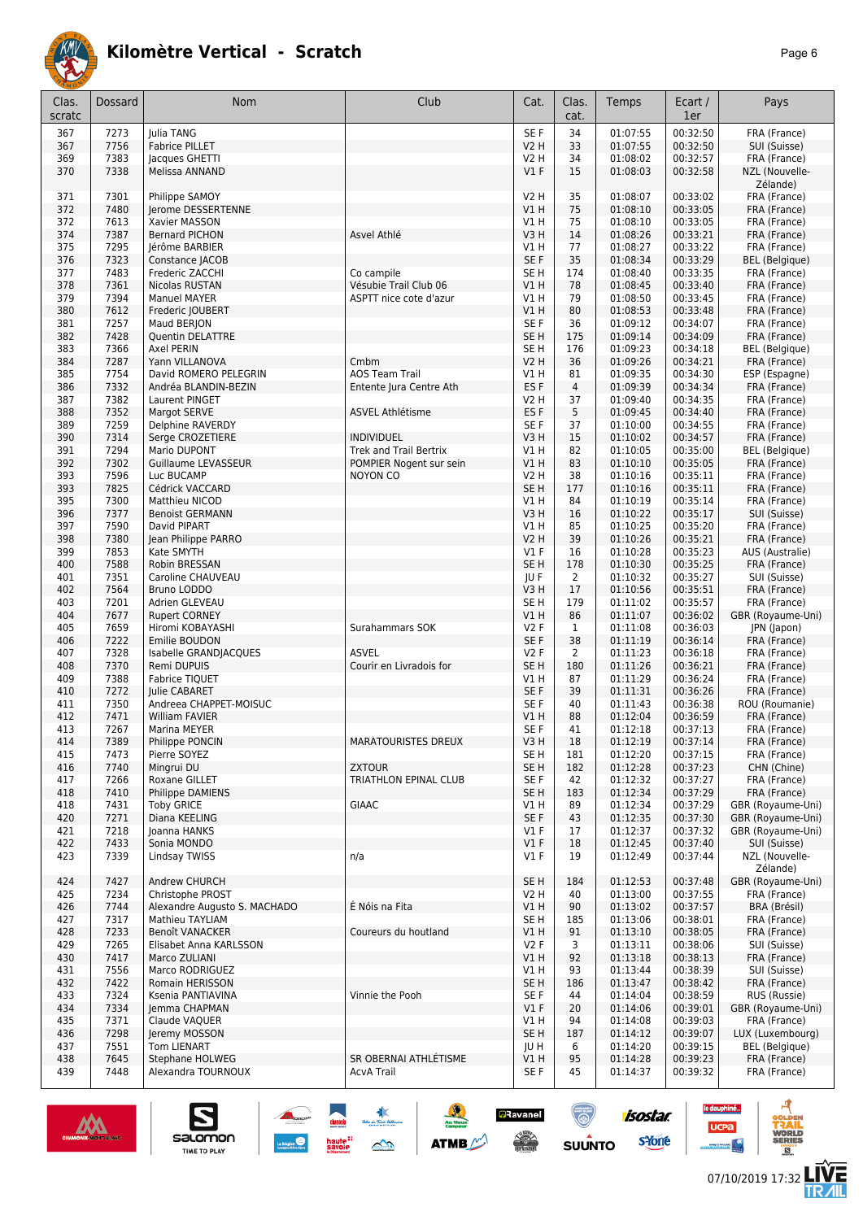# Kilomètre Vertical - Scratch

| Clas. scratc | Dossard | Nom | Club | Cat. | Clas. cat. | Temps | Ecart / 1er | Pays |
|---|---|---|---|---|---|---|---|---|
| 367 | 7273 | Julia TANG | | SE F | 34 | 01:07:55 | 00:32:50 | FRA (France) |
| 367 | 7756 | Fabrice PILLET | | V2 H | 33 | 01:07:55 | 00:32:50 | SUI (Suisse) |
| 369 | 7383 | Jacques GHETTI | | V2 H | 34 | 01:08:02 | 00:32:57 | FRA (France) |
| 370 | 7338 | Melissa ANNAND | | V1 F | 15 | 01:08:03 | 00:32:58 | NZL (Nouvelle-Zélande) |
| 371 | 7301 | Philippe SAMOY | | V2 H | 35 | 01:08:07 | 00:33:02 | FRA (France) |
| 372 | 7480 | Jerome DESSERTENNE | | V1 H | 75 | 01:08:10 | 00:33:05 | FRA (France) |
| 372 | 7613 | Xavier MASSON | | V1 H | 75 | 01:08:10 | 00:33:05 | FRA (France) |
| 374 | 7387 | Bernard PICHON | Asvel Athlé | V3 H | 14 | 01:08:26 | 00:33:21 | FRA (France) |
| 375 | 7295 | Jérôme BARBIER | | V1 H | 77 | 01:08:27 | 00:33:22 | FRA (France) |
| 376 | 7323 | Constance JACOB | | SE F | 35 | 01:08:34 | 00:33:29 | BEL (Belgique) |
| 377 | 7483 | Frederic ZACCHI | Co campile | SE H | 174 | 01:08:40 | 00:33:35 | FRA (France) |
| 378 | 7361 | Nicolas RUSTAN | Vésubie Trail Club 06 | V1 H | 78 | 01:08:45 | 00:33:40 | FRA (France) |
| 379 | 7394 | Manuel MAYER | ASPTT nice cote d'azur | V1 H | 79 | 01:08:50 | 00:33:45 | FRA (France) |
| 380 | 7612 | Frederic JOUBERT | | V1 H | 80 | 01:08:53 | 00:33:48 | FRA (France) |
| 381 | 7257 | Maud BERJON | | SE F | 36 | 01:09:12 | 00:34:07 | FRA (France) |
| 382 | 7428 | Quentin DELATTRE | | SE H | 175 | 01:09:14 | 00:34:09 | FRA (France) |
| 383 | 7366 | Axel PERIN | | SE H | 176 | 01:09:23 | 00:34:18 | BEL (Belgique) |
| 384 | 7287 | Yann VILLANOVA | Cmbm | V2 H | 36 | 01:09:26 | 00:34:21 | FRA (France) |
| 385 | 7754 | David ROMERO PELEGRIN | AOS Team Trail | V1 H | 81 | 01:09:35 | 00:34:30 | ESP (Espagne) |
| 386 | 7332 | Andréa BLANDIN-BEZIN | Entente Jura Centre Ath | ES F | 4 | 01:09:39 | 00:34:34 | FRA (France) |
| 387 | 7382 | Laurent PINGET | | V2 H | 37 | 01:09:40 | 00:34:35 | FRA (France) |
| 388 | 7352 | Margot SERVE | ASVEL Athlétisme | ES F | 5 | 01:09:45 | 00:34:40 | FRA (France) |
| 389 | 7259 | Delphine RAVERDY | | SE F | 37 | 01:10:00 | 00:34:55 | FRA (France) |
| 390 | 7314 | Serge CROZETIERE | INDIVIDUEL | V3 H | 15 | 01:10:02 | 00:34:57 | FRA (France) |
| 391 | 7294 | Mario DUPONT | Trek and Trail Bertrix | V1 H | 82 | 01:10:05 | 00:35:00 | BEL (Belgique) |
| 392 | 7302 | Guillaume LEVASSEUR | POMPIER Nogent sur sein | V1 H | 83 | 01:10:10 | 00:35:05 | FRA (France) |
| 393 | 7596 | Luc BUCAMP | NOYON CO | V2 H | 38 | 01:10:16 | 00:35:11 | FRA (France) |
| 393 | 7825 | Cédrick VACCARD | | SE H | 177 | 01:10:16 | 00:35:11 | FRA (France) |
| 395 | 7300 | Matthieu NICOD | | V1 H | 84 | 01:10:19 | 00:35:14 | FRA (France) |
| 396 | 7377 | Benoist GERMANN | | V3 H | 16 | 01:10:22 | 00:35:17 | SUI (Suisse) |
| 397 | 7590 | David PIPART | | V1 H | 85 | 01:10:25 | 00:35:20 | FRA (France) |
| 398 | 7380 | Jean Philippe PARRO | | V2 H | 39 | 01:10:26 | 00:35:21 | FRA (France) |
| 399 | 7853 | Kate SMYTH | | V1 F | 16 | 01:10:28 | 00:35:23 | AUS (Australie) |
| 400 | 7588 | Robin BRESSAN | | SE H | 178 | 01:10:30 | 00:35:25 | FRA (France) |
| 401 | 7351 | Caroline CHAUVEAU | | JU F | 2 | 01:10:32 | 00:35:27 | SUI (Suisse) |
| 402 | 7564 | Bruno LODDO | | V3 H | 17 | 01:10:56 | 00:35:51 | FRA (France) |
| 403 | 7201 | Adrien GLEVEAU | | SE H | 179 | 01:11:02 | 00:35:57 | FRA (France) |
| 404 | 7677 | Rupert CORNEY | | V1 H | 86 | 01:11:07 | 00:36:02 | GBR (Royaume-Uni) |
| 405 | 7659 | Hiromi KOBAYASHI | Surahammars SOK | V2 F | 1 | 01:11:08 | 00:36:03 | JPN (Japon) |
| 406 | 7222 | Emilie BOUDON | | SE F | 38 | 01:11:19 | 00:36:14 | FRA (France) |
| 407 | 7328 | Isabelle GRANDJACQUES | ASVEL | V2 F | 2 | 01:11:23 | 00:36:18 | FRA (France) |
| 408 | 7370 | Remi DUPUIS | Courir en Livradois for | SE H | 180 | 01:11:26 | 00:36:21 | FRA (France) |
| 409 | 7388 | Fabrice TIQUET | | V1 H | 87 | 01:11:29 | 00:36:24 | FRA (France) |
| 410 | 7272 | Julie CABARET | | SE F | 39 | 01:11:31 | 00:36:26 | FRA (France) |
| 411 | 7350 | Andreea CHAPPET-MOISUC | | SE F | 40 | 01:11:43 | 00:36:38 | ROU (Roumanie) |
| 412 | 7471 | William FAVIER | | V1 H | 88 | 01:12:04 | 00:36:59 | FRA (France) |
| 413 | 7267 | Marina MEYER | | SE F | 41 | 01:12:18 | 00:37:13 | FRA (France) |
| 414 | 7389 | Philippe PONCIN | MARATOURISTES DREUX | V3 H | 18 | 01:12:19 | 00:37:14 | FRA (France) |
| 415 | 7473 | Pierre SOYEZ | | SE H | 181 | 01:12:20 | 00:37:15 | FRA (France) |
| 416 | 7740 | Mingrui DU | ZXTOUR | SE H | 182 | 01:12:28 | 00:37:23 | CHN (Chine) |
| 417 | 7266 | Roxane GILLET | TRIATHLON EPINAL CLUB | SE F | 42 | 01:12:32 | 00:37:27 | FRA (France) |
| 418 | 7410 | Philippe DAMIENS | | SE H | 183 | 01:12:34 | 00:37:29 | FRA (France) |
| 418 | 7431 | Toby GRICE | GIAAC | V1 H | 89 | 01:12:34 | 00:37:29 | GBR (Royaume-Uni) |
| 420 | 7271 | Diana KEELING | | SE F | 43 | 01:12:35 | 00:37:30 | GBR (Royaume-Uni) |
| 421 | 7218 | Joanna HANKS | | V1 F | 17 | 01:12:37 | 00:37:32 | GBR (Royaume-Uni) |
| 422 | 7433 | Sonia MONDO | | V1 F | 18 | 01:12:45 | 00:37:40 | SUI (Suisse) |
| 423 | 7339 | Lindsay TWISS | n/a | V1 F | 19 | 01:12:49 | 00:37:44 | NZL (Nouvelle-Zélande) |
| 424 | 7427 | Andrew CHURCH | | SE H | 184 | 01:12:53 | 00:37:48 | GBR (Royaume-Uni) |
| 425 | 7234 | Christophe PROST | | V2 H | 40 | 01:13:00 | 00:37:55 | FRA (France) |
| 426 | 7744 | Alexandre Augusto S. MACHADO | É Nóis na Fita | V1 H | 90 | 01:13:02 | 00:37:57 | BRA (Brésil) |
| 427 | 7317 | Mathieu TAYLIAM | | SE H | 185 | 01:13:06 | 00:38:01 | FRA (France) |
| 428 | 7233 | Benoît VANACKER | Coureurs du houtland | V1 H | 91 | 01:13:10 | 00:38:05 | FRA (France) |
| 429 | 7265 | Elisabet Anna KARLSSON | | V2 F | 3 | 01:13:11 | 00:38:06 | SUI (Suisse) |
| 430 | 7417 | Marco ZULIANI | | V1 H | 92 | 01:13:18 | 00:38:13 | FRA (France) |
| 431 | 7556 | Marco RODRIGUEZ | | V1 H | 93 | 01:13:44 | 00:38:39 | SUI (Suisse) |
| 432 | 7422 | Romain HERISSON | | SE H | 186 | 01:13:47 | 00:38:42 | FRA (France) |
| 433 | 7324 | Ksenia PANTIAVINA | Vinnie the Pooh | SE F | 44 | 01:14:04 | 00:38:59 | RUS (Russie) |
| 434 | 7334 | Jemma CHAPMAN | | V1 F | 20 | 01:14:06 | 00:39:01 | GBR (Royaume-Uni) |
| 435 | 7371 | Claude VAQUER | | V1 H | 94 | 01:14:08 | 00:39:03 | FRA (France) |
| 436 | 7298 | Jeremy MOSSON | | SE H | 187 | 01:14:12 | 00:39:07 | LUX (Luxembourg) |
| 437 | 7551 | Tom LIENART | | JU H | 6 | 01:14:20 | 00:39:15 | BEL (Belgique) |
| 438 | 7645 | Stephane HOLWEG | SR OBERNAI ATHLÉTISME | V1 H | 95 | 01:14:28 | 00:39:23 | FRA (France) |
| 439 | 7448 | Alexandra TOURNOUX | AcvA Trail | SE F | 45 | 01:14:37 | 00:39:32 | FRA (France) |

07/10/2019 17:32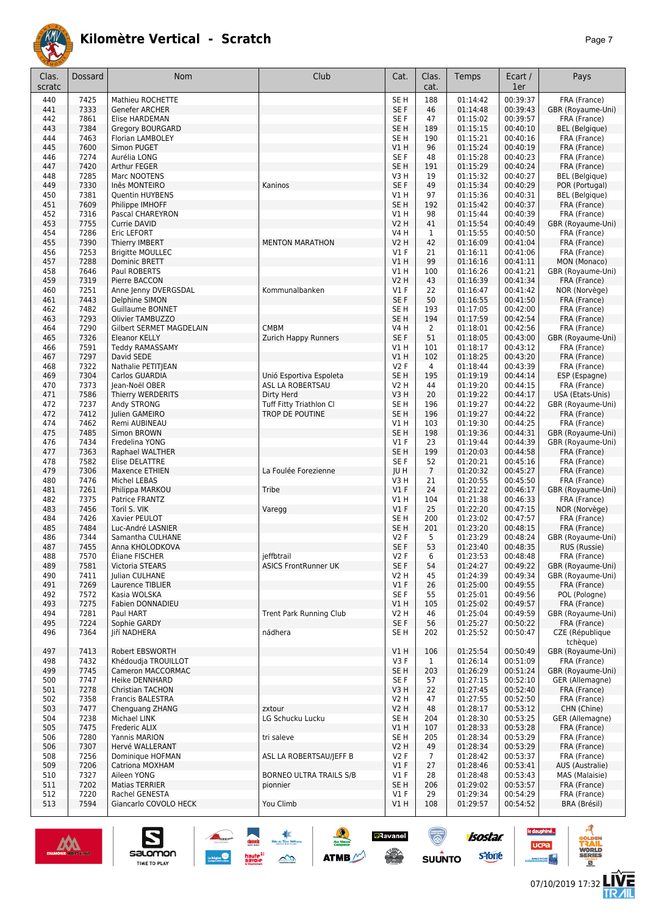# Kilomètre Vertical - Scratch

| Clas. scratc | Dossard | Nom | Club | Cat. | Clas. cat. | Temps | Ecart / 1er | Pays |
|---|---|---|---|---|---|---|---|---|
| 440 | 7425 | Mathieu ROCHETTE | | SE H | 188 | 01:14:42 | 00:39:37 | FRA (France) |
| 441 | 7333 | Genefer ARCHER | | SE F | 46 | 01:14:48 | 00:39:43 | GBR (Royaume-Uni) |
| 442 | 7861 | Elise HARDEMAN | | SE F | 47 | 01:15:02 | 00:39:57 | FRA (France) |
| 443 | 7384 | Gregory BOURGARD | | SE H | 189 | 01:15:15 | 00:40:10 | BEL (Belgique) |
| 444 | 7463 | Florian LAMBOLEY | | SE H | 190 | 01:15:21 | 00:40:16 | FRA (France) |
| 445 | 7600 | Simon PUGET | | V1 H | 96 | 01:15:24 | 00:40:19 | FRA (France) |
| 446 | 7274 | Aurélia LONG | | SE F | 48 | 01:15:28 | 00:40:23 | FRA (France) |
| 447 | 7420 | Arthur FEGER | | SE H | 191 | 01:15:29 | 00:40:24 | FRA (France) |
| 448 | 7285 | Marc NOOTENS | | V3 H | 19 | 01:15:32 | 00:40:27 | BEL (Belgique) |
| 449 | 7330 | Inês MONTEIRO | Kaninos | SE F | 49 | 01:15:34 | 00:40:29 | POR (Portugal) |
| 450 | 7381 | Quentin HUYBENS | | V1 H | 97 | 01:15:36 | 00:40:31 | BEL (Belgique) |
| 451 | 7609 | Philippe IMHOFF | | SE H | 192 | 01:15:42 | 00:40:37 | FRA (France) |
| 452 | 7316 | Pascal CHAREYRON | | V1 H | 98 | 01:15:44 | 00:40:39 | FRA (France) |
| 453 | 7755 | Currie DAVID | | V2 H | 41 | 01:15:54 | 00:40:49 | GBR (Royaume-Uni) |
| 454 | 7286 | Eric LEFORT | | V4 H | 1 | 01:15:55 | 00:40:50 | FRA (France) |
| 455 | 7390 | Thierry IMBERT | MENTON MARATHON | V2 H | 42 | 01:16:09 | 00:41:04 | FRA (France) |
| 456 | 7253 | Brigitte MOULLEC | | V1 F | 21 | 01:16:11 | 00:41:06 | FRA (France) |
| 457 | 7288 | Dominic BRETT | | V1 H | 99 | 01:16:16 | 00:41:11 | MON (Monaco) |
| 458 | 7646 | Paul ROBERTS | | V1 H | 100 | 01:16:26 | 00:41:21 | GBR (Royaume-Uni) |
| 459 | 7319 | Pierre BACCON | | V2 H | 43 | 01:16:39 | 00:41:34 | FRA (France) |
| 460 | 7251 | Anne Jenny DVERGSDAL | Kommunalbanken | V1 F | 22 | 01:16:47 | 00:41:42 | NOR (Norvège) |
| 461 | 7443 | Delphine SIMON | | SE F | 50 | 01:16:55 | 00:41:50 | FRA (France) |
| 462 | 7482 | Guillaume BONNET | | SE H | 193 | 01:17:05 | 00:42:00 | FRA (France) |
| 463 | 7293 | Olivier TAMBUZZO | | SE H | 194 | 01:17:59 | 00:42:54 | FRA (France) |
| 464 | 7290 | Gilbert SERMET MAGDELAIN | CMBM | V4 H | 2 | 01:18:01 | 00:42:56 | FRA (France) |
| 465 | 7326 | Eleanor KELLY | Zurich Happy Runners | SE F | 51 | 01:18:05 | 00:43:00 | GBR (Royaume-Uni) |
| 466 | 7591 | Teddy RAMASSAMY | | V1 H | 101 | 01:18:17 | 00:43:12 | FRA (France) |
| 467 | 7297 | David SEDE | | V1 H | 102 | 01:18:25 | 00:43:20 | FRA (France) |
| 468 | 7322 | Nathalie PETITJEAN | | V2 F | 4 | 01:18:44 | 00:43:39 | FRA (France) |
| 469 | 7304 | Carlos GUARDIA | Unió Esportiva Espoleta | SE H | 195 | 01:19:19 | 00:44:14 | ESP (Espagne) |
| 470 | 7373 | Jean-Noël OBER | ASL LA ROBERTSAU | V2 H | 44 | 01:19:20 | 00:44:15 | FRA (France) |
| 471 | 7586 | Thierry WERDERITS | Dirty Herd | V3 H | 20 | 01:19:22 | 00:44:17 | USA (Etats-Unis) |
| 472 | 7237 | Andy STRONG | Tuff Fitty Triathlon Cl | SE H | 196 | 01:19:27 | 00:44:22 | GBR (Royaume-Uni) |
| 472 | 7412 | Julien GAMEIRO | TROP DE POUTINE | SE H | 196 | 01:19:27 | 00:44:22 | FRA (France) |
| 474 | 7462 | Remi AUBINEAU | | V1 H | 103 | 01:19:30 | 00:44:25 | FRA (France) |
| 475 | 7485 | Simon BROWN | | SE H | 198 | 01:19:36 | 00:44:31 | GBR (Royaume-Uni) |
| 476 | 7434 | Fredelina YONG | | V1 F | 23 | 01:19:44 | 00:44:39 | GBR (Royaume-Uni) |
| 477 | 7363 | Raphael WALTHER | | SE H | 199 | 01:20:03 | 00:44:58 | FRA (France) |
| 478 | 7582 | Elise DELATTRE | | SE F | 52 | 01:20:21 | 00:45:16 | FRA (France) |
| 479 | 7306 | Maxence ETHIEN | La Foulée Forezienne | JU H | 7 | 01:20:32 | 00:45:27 | FRA (France) |
| 480 | 7476 | Michel LEBAS | | V3 H | 21 | 01:20:55 | 00:45:50 | FRA (France) |
| 481 | 7261 | Philippa MARKOU | Tribe | V1 F | 24 | 01:21:22 | 00:46:17 | GBR (Royaume-Uni) |
| 482 | 7375 | Patrice FRANTZ | | V1 H | 104 | 01:21:38 | 00:46:33 | FRA (France) |
| 483 | 7456 | Toril S. VIK | Varegg | V1 F | 25 | 01:22:20 | 00:47:15 | NOR (Norvège) |
| 484 | 7426 | Xavier PEULOT | | SE H | 200 | 01:23:02 | 00:47:57 | FRA (France) |
| 485 | 7484 | Luc-André LASNIER | | SE H | 201 | 01:23:20 | 00:48:15 | FRA (France) |
| 486 | 7344 | Samantha CULHANE | | V2 F | 5 | 01:23:29 | 00:48:24 | GBR (Royaume-Uni) |
| 487 | 7455 | Anna KHOLODKOVA | | SE F | 53 | 01:23:40 | 00:48:35 | RUS (Russie) |
| 488 | 7570 | Éliane FISCHER | jeffbtrail | V2 F | 6 | 01:23:53 | 00:48:48 | FRA (France) |
| 489 | 7581 | Victoria STEARS | ASICS FrontRunner UK | SE F | 54 | 01:24:27 | 00:49:22 | GBR (Royaume-Uni) |
| 490 | 7411 | Julian CULHANE | | V2 H | 45 | 01:24:39 | 00:49:34 | GBR (Royaume-Uni) |
| 491 | 7269 | Laurence TIBLIER | | V1 F | 26 | 01:25:00 | 00:49:55 | FRA (France) |
| 492 | 7572 | Kasia WOLSKA | | SE F | 55 | 01:25:01 | 00:49:56 | POL (Pologne) |
| 493 | 7275 | Fabien DONNADIEU | | V1 H | 105 | 01:25:02 | 00:49:57 | FRA (France) |
| 494 | 7281 | Paul HART | Trent Park Running Club | V2 H | 46 | 01:25:04 | 00:49:59 | GBR (Royaume-Uni) |
| 495 | 7224 | Sophie GARDY | | SE F | 56 | 01:25:27 | 00:50:22 | FRA (France) |
| 496 | 7364 | Jiří NADHERA | nádhera | SE H | 202 | 01:25:52 | 00:50:47 | CZE (République tchèque) |
| 497 | 7413 | Robert EBSWORTH | | V1 H | 106 | 01:25:54 | 00:50:49 | GBR (Royaume-Uni) |
| 498 | 7432 | Khédoudja TROUILLOT | | V3 F | 1 | 01:26:14 | 00:51:09 | FRA (France) |
| 499 | 7745 | Cameron MACCORMAC | | SE H | 203 | 01:26:29 | 00:51:24 | GBR (Royaume-Uni) |
| 500 | 7747 | Heike DENNHARD | | SE F | 57 | 01:27:15 | 00:52:10 | GER (Allemagne) |
| 501 | 7278 | Christian TACHON | | V3 H | 22 | 01:27:45 | 00:52:40 | FRA (France) |
| 502 | 7358 | Francis BALESTRA | | V2 H | 47 | 01:27:55 | 00:52:50 | FRA (France) |
| 503 | 7477 | Chenguang ZHANG | zxtour | V2 H | 48 | 01:28:17 | 00:53:12 | CHN (Chine) |
| 504 | 7238 | Michael LINK | LG Schucku Lucku | SE H | 204 | 01:28:30 | 00:53:25 | GER (Allemagne) |
| 505 | 7475 | Frederic ALIX | | V1 H | 107 | 01:28:33 | 00:53:28 | FRA (France) |
| 506 | 7280 | Yannis MARION | tri saleve | SE H | 205 | 01:28:34 | 00:53:29 | FRA (France) |
| 506 | 7307 | Hervé WALLERANT | | V2 H | 49 | 01:28:34 | 00:53:29 | FRA (France) |
| 508 | 7256 | Dominique HOFMAN | ASL LA ROBERTSAU/JEFF B | V2 F | 7 | 01:28:42 | 00:53:37 | FRA (France) |
| 509 | 7206 | Catriona MOXHAM | | V1 F | 27 | 01:28:46 | 00:53:41 | AUS (Australie) |
| 510 | 7327 | Aileen YONG | BORNEO ULTRA TRAILS S/B | V1 F | 28 | 01:28:48 | 00:53:43 | MAS (Malaisie) |
| 511 | 7202 | Matias TERRIER | pionnier | SE H | 206 | 01:29:02 | 00:53:57 | FRA (France) |
| 512 | 7220 | Rachel GENESTA | | V1 F | 29 | 01:29:34 | 00:54:29 | FRA (France) |
| 513 | 7594 | Giancarlo COVOLO HECK | You Climb | V1 H | 108 | 01:29:57 | 00:54:52 | BRA (Brésil) |

07/10/2019 17:32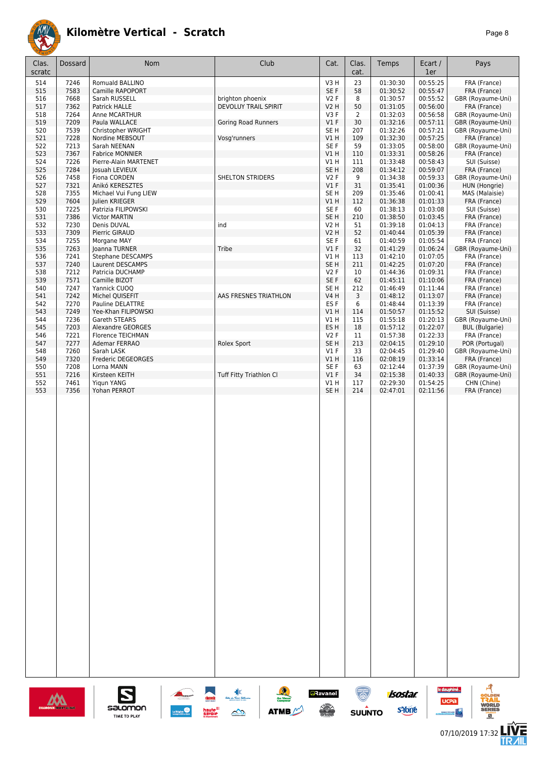# Kilomètre Vertical - Scratch

| Clas. scratc | Dossard | Nom | Club | Cat. | Clas. cat. | Temps | Ecart / 1er | Pays |
|---|---|---|---|---|---|---|---|---|
| 514 | 7246 | Romuald BALLINO | | V3 H | 23 | 01:30:30 | 00:55:25 | FRA (France) |
| 515 | 7583 | Camille RAPOPORT | | SE F | 58 | 01:30:52 | 00:55:47 | FRA (France) |
| 516 | 7668 | Sarah RUSSELL | brighton phoenix | V2 F | 8 | 01:30:57 | 00:55:52 | GBR (Royaume-Uni) |
| 517 | 7362 | Patrick HALLE | DEVOLUY TRAIL SPIRIT | V2 H | 50 | 01:31:05 | 00:56:00 | FRA (France) |
| 518 | 7264 | Anne MCARTHUR | | V3 F | 2 | 01:32:03 | 00:56:58 | GBR (Royaume-Uni) |
| 519 | 7209 | Paula WALLACE | Goring Road Runners | V1 F | 30 | 01:32:16 | 00:57:11 | GBR (Royaume-Uni) |
| 520 | 7539 | Christopher WRIGHT | | SE H | 207 | 01:32:26 | 00:57:21 | GBR (Royaume-Uni) |
| 521 | 7228 | Nordine MEBSOUT | Vosg'runners | V1 H | 109 | 01:32:30 | 00:57:25 | FRA (France) |
| 522 | 7213 | Sarah NEENAN | | SE F | 59 | 01:33:05 | 00:58:00 | GBR (Royaume-Uni) |
| 523 | 7367 | Fabrice MONNIER | | V1 H | 110 | 01:33:31 | 00:58:26 | FRA (France) |
| 524 | 7226 | Pierre-Alain MARTENET | | V1 H | 111 | 01:33:48 | 00:58:43 | SUI (Suisse) |
| 525 | 7284 | Josuah LEVIEUX | | SE H | 208 | 01:34:12 | 00:59:07 | FRA (France) |
| 526 | 7458 | Fiona CORDEN | SHELTON STRIDERS | V2 F | 9 | 01:34:38 | 00:59:33 | GBR (Royaume-Uni) |
| 527 | 7321 | Anikó KERESZTES | | V1 F | 31 | 01:35:41 | 01:00:36 | HUN (Hongrie) |
| 528 | 7355 | Michael Vui Fung LIEW | | SE H | 209 | 01:35:46 | 01:00:41 | MAS (Malaisie) |
| 529 | 7604 | Julien KRIEGER | | V1 H | 112 | 01:36:38 | 01:01:33 | FRA (France) |
| 530 | 7225 | Patrizia FILIPOWSKI | | SE F | 60 | 01:38:13 | 01:03:08 | SUI (Suisse) |
| 531 | 7386 | Victor MARTIN | | SE H | 210 | 01:38:50 | 01:03:45 | FRA (France) |
| 532 | 7230 | Denis DUVAL | ind | V2 H | 51 | 01:39:18 | 01:04:13 | FRA (France) |
| 533 | 7309 | Pierric GIRAUD | | V2 H | 52 | 01:40:44 | 01:05:39 | FRA (France) |
| 534 | 7255 | Morgane MAY | | SE F | 61 | 01:40:59 | 01:05:54 | FRA (France) |
| 535 | 7263 | Joanna TURNER | Tribe | V1 F | 32 | 01:41:29 | 01:06:24 | GBR (Royaume-Uni) |
| 536 | 7241 | Stephane DESCAMPS | | V1 H | 113 | 01:42:10 | 01:07:05 | FRA (France) |
| 537 | 7240 | Laurent DESCAMPS | | SE H | 211 | 01:42:25 | 01:07:20 | FRA (France) |
| 538 | 7212 | Patricia DUCHAMP | | V2 F | 10 | 01:44:36 | 01:09:31 | FRA (France) |
| 539 | 7571 | Camille BIZOT | | SE F | 62 | 01:45:11 | 01:10:06 | FRA (France) |
| 540 | 7247 | Yannick CUOQ | | SE H | 212 | 01:46:49 | 01:11:44 | FRA (France) |
| 541 | 7242 | Michel QUISEFIT | AAS FRESNES TRIATHLON | V4 H | 3 | 01:48:12 | 01:13:07 | FRA (France) |
| 542 | 7270 | Pauline DELATTRE | | ES F | 6 | 01:48:44 | 01:13:39 | FRA (France) |
| 543 | 7249 | Yee-Khan FILIPOWSKI | | V1 H | 114 | 01:50:57 | 01:15:52 | SUI (Suisse) |
| 544 | 7236 | Gareth STEARS | | V1 H | 115 | 01:55:18 | 01:20:13 | GBR (Royaume-Uni) |
| 545 | 7203 | Alexandre GEORGES | | ES H | 18 | 01:57:12 | 01:22:07 | BUL (Bulgarie) |
| 546 | 7221 | Florence TEICHMAN | | V2 F | 11 | 01:57:38 | 01:22:33 | FRA (France) |
| 547 | 7277 | Ademar FERRAO | Rolex Sport | SE H | 213 | 02:04:15 | 01:29:10 | POR (Portugal) |
| 548 | 7260 | Sarah LASK | | V1 F | 33 | 02:04:45 | 01:29:40 | GBR (Royaume-Uni) |
| 549 | 7320 | Frederic DEGEORGES | | V1 H | 116 | 02:08:19 | 01:33:14 | FRA (France) |
| 550 | 7208 | Lorna MANN | | SE F | 63 | 02:12:44 | 01:37:39 | GBR (Royaume-Uni) |
| 551 | 7216 | Kirsteen KEITH | Tuff Fitty Triathlon Cl | V1 F | 34 | 02:15:38 | 01:40:33 | GBR (Royaume-Uni) |
| 552 | 7461 | Yiqun YANG | | V1 H | 117 | 02:29:30 | 01:54:25 | CHN (Chine) |
| 553 | 7356 | Yohan PERROT | | SE H | 214 | 02:47:01 | 02:11:56 | FRA (France) |

07/10/2019 17:32